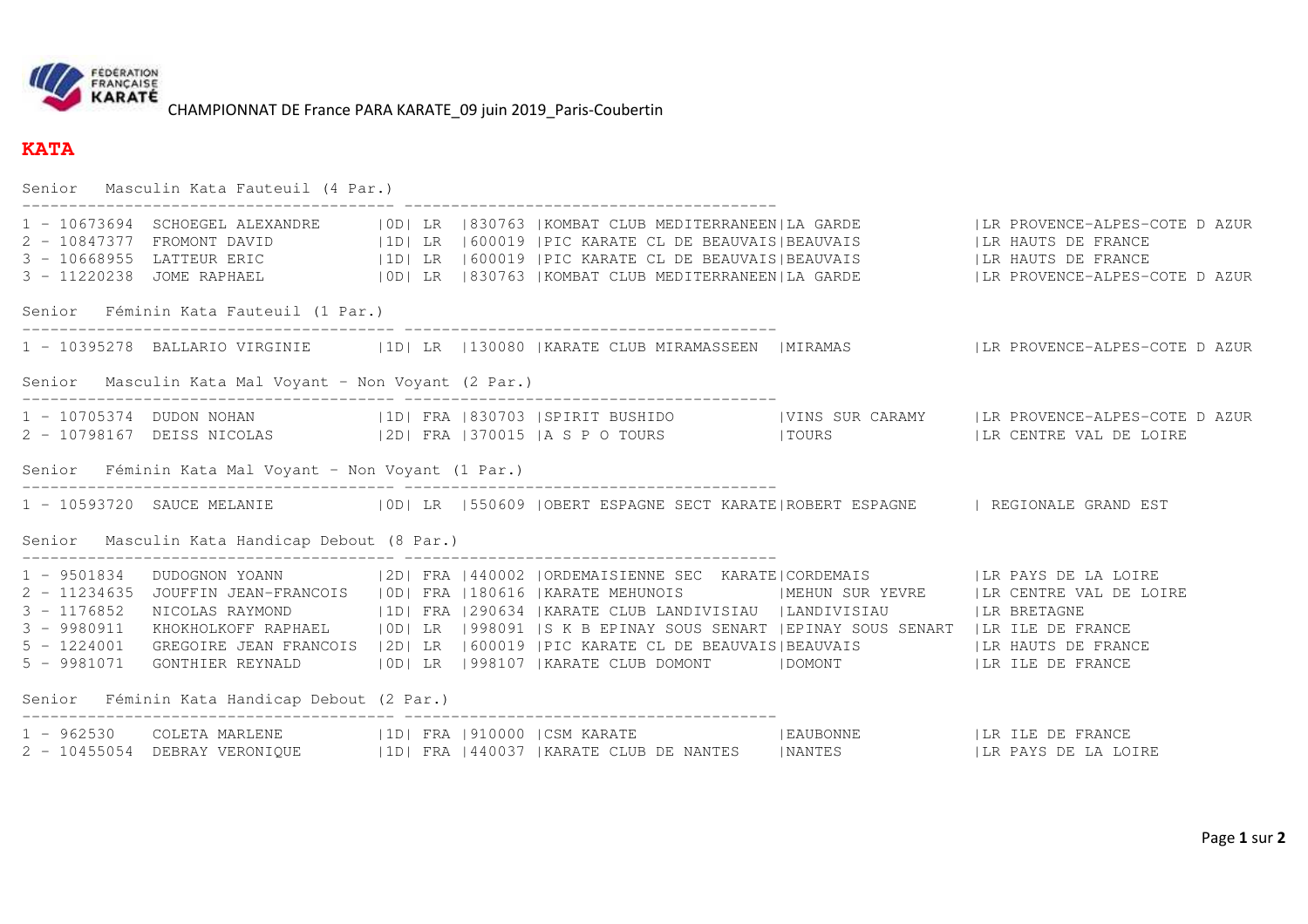FÉDÉRATION FRANÇAISE KARATÉ

CHAMPIONNAT DE France PARA KARATE_09 juin 2019_Paris-Coubertin

# KATA

## Senior Masculin Kata Fauteuil (4 Par.)

| Rang | Licence | Nom | Grade | Nat. | Club N° | Club | Ville | Ligue |
|---|---|---|---|---|---|---|---|---|
| 1 | 10673694 | SCHOEGEL ALEXANDRE | 0D | LR | 830763 | KOMBAT CLUB MEDITERRANEEN | LA GARDE | LR PROVENCE-ALPES-COTE D AZUR |
| 2 | 10847377 | FROMONT DAVID | 1D | LR | 600019 | PIC KARATE CL DE BEAUVAIS | BEAUVAIS | LR HAUTS DE FRANCE |
| 3 | 10668955 | LATTEUR ERIC | 1D | LR | 600019 | PIC KARATE CL DE BEAUVAIS | BEAUVAIS | LR HAUTS DE FRANCE |
| 3 | 11220238 | JOME RAPHAEL | 0D | LR | 830763 | KOMBAT CLUB MEDITERRANEEN | LA GARDE | LR PROVENCE-ALPES-COTE D AZUR |

## Senior Féminin Kata Fauteuil (1 Par.)

| Rang | Licence | Nom | Grade | Nat. | Club N° | Club | Ville | Ligue |
|---|---|---|---|---|---|---|---|---|
| 1 | 10395278 | BALLARIO VIRGINIE | 1D | LR | 130080 | KARATE CLUB MIRAMASSEEN | MIRAMAS | LR PROVENCE-ALPES-COTE D AZUR |

## Senior Masculin Kata Mal Voyant - Non Voyant (2 Par.)

| Rang | Licence | Nom | Grade | Nat. | Club N° | Club | Ville | Ligue |
|---|---|---|---|---|---|---|---|---|
| 1 | 10705374 | DUDON NOHAN | 1D | FRA | 830703 | SPIRIT BUSHIDO | VINS SUR CARAMY | LR PROVENCE-ALPES-COTE D AZUR |
| 2 | 10798167 | DEISS NICOLAS | 2D | FRA | 370015 | A S P O TOURS | TOURS | LR CENTRE VAL DE LOIRE |

## Senior Féminin Kata Mal Voyant - Non Voyant (1 Par.)

| Rang | Licence | Nom | Grade | Nat. | Club N° | Club | Ville | Ligue |
|---|---|---|---|---|---|---|---|---|
| 1 | 10593720 | SAUCE MELANIE | 0D | LR | 550609 | OBERT ESPAGNE SECT KARATE | ROBERT ESPAGNE | REGIONALE GRAND EST |

## Senior Masculin Kata Handicap Debout (8 Par.)

| Rang | Licence | Nom | Grade | Nat. | Club N° | Club | Ville | Ligue |
|---|---|---|---|---|---|---|---|---|
| 1 | 9501834 | DUDOGNON YOANN | 2D | FRA | 440002 | ORDEMAISIENNE SEC KARATE | CORDEMAIS | LR PAYS DE LA LOIRE |
| 2 | 11234635 | JOUFFIN JEAN-FRANCOIS | 0D | FRA | 180616 | KARATE MEHUNOIS | MEHUN SUR YEVRE | LR CENTRE VAL DE LOIRE |
| 3 | 1176852 | NICOLAS RAYMOND | 1D | FRA | 290634 | KARATE CLUB LANDIVISIAU | LANDIVISIAU | LR BRETAGNE |
| 3 | 9980911 | KHOKHOLKOFF RAPHAEL | 0D | LR | 998091 | S K B EPINAY SOUS SENART | EPINAY SOUS SENART | LR ILE DE FRANCE |
| 5 | 1224001 | GREGOIRE JEAN FRANCOIS | 2D | LR | 600019 | PIC KARATE CL DE BEAUVAIS | BEAUVAIS | LR HAUTS DE FRANCE |
| 5 | 9981071 | GONTHIER REYNALD | 0D | LR | 998107 | KARATE CLUB DOMONT | DOMONT | LR ILE DE FRANCE |

## Senior Féminin Kata Handicap Debout (2 Par.)

| Rang | Licence | Nom | Grade | Nat. | Club N° | Club | Ville | Ligue |
|---|---|---|---|---|---|---|---|---|
| 1 | 962530 | COLETA MARLENE | 1D | FRA | 910000 | CSM KARATE | EAUBONNE | LR ILE DE FRANCE |
| 2 | 10455054 | DEBRAY VERONIQUE | 1D | FRA | 440037 | KARATE CLUB DE NANTES | NANTES | LR PAYS DE LA LOIRE |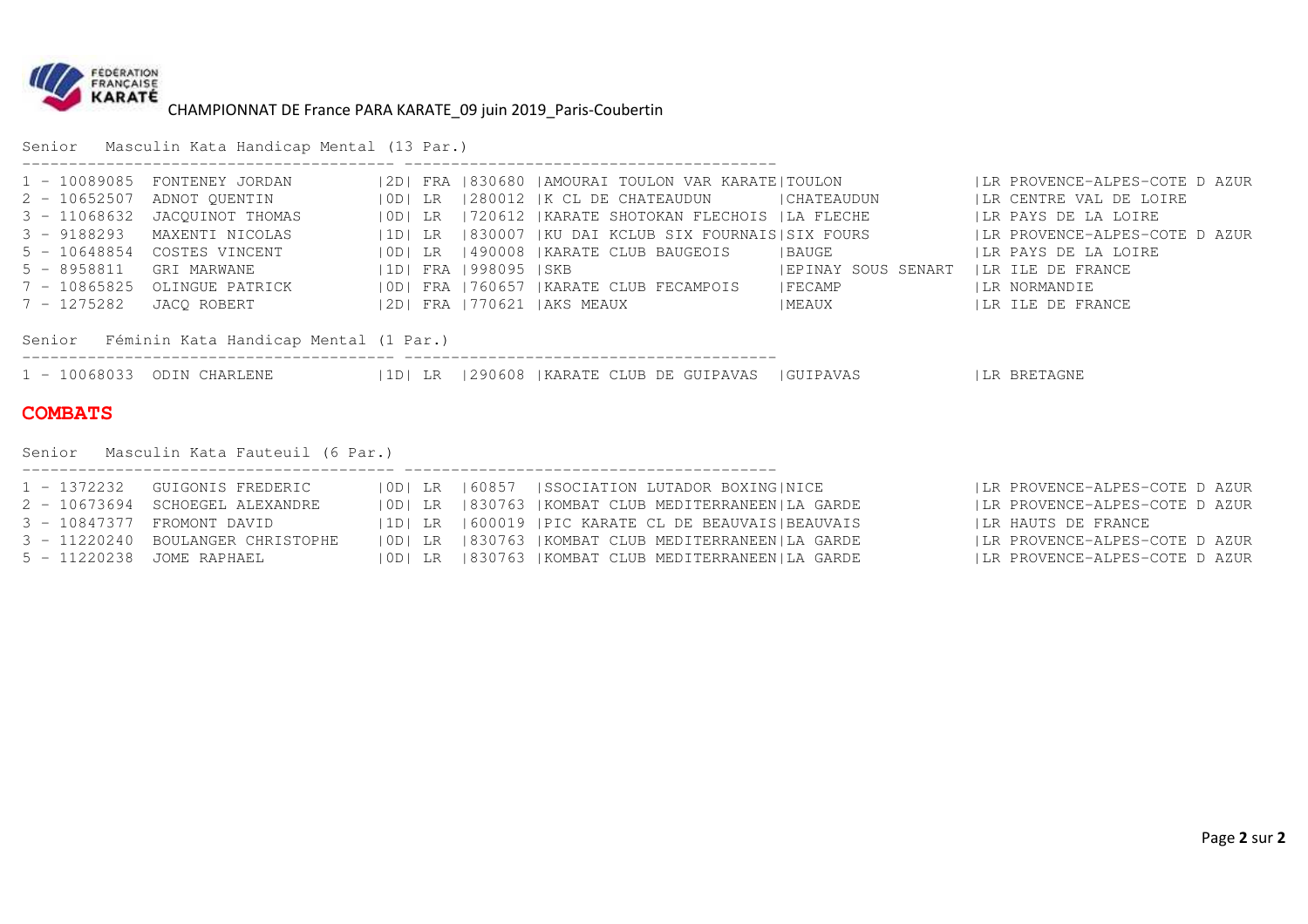FÉDÉRATION FRANÇAISE KARATÉ

CHAMPIONNAT DE France PARA KARATE_09 juin 2019_Paris-Coubertin

Senior Masculin Kata Handicap Mental (13 Par.)

| | | | | | | | | |
|---|---|---|---|---|---|---|---|---|
| 1 | 10089085 | FONTENEY JORDAN | 2D | FRA | 830680 | AMOURAI TOULON VAR KARATE | TOULON | LR PROVENCE-ALPES-COTE D AZUR |
| 2 | 10652507 | ADNOT QUENTIN | 0D | LR | 280012 | K CL DE CHATEAUDUN | CHATEAUDUN | LR CENTRE VAL DE LOIRE |
| 3 | 11068632 | JACQUINOT THOMAS | 0D | LR | 720612 | KARATE SHOTOKAN FLECHOIS | LA FLECHE | LR PAYS DE LA LOIRE |
| 3 | 9188293 | MAXENTI NICOLAS | 1D | LR | 830007 | KU DAI KCLUB SIX FOURNAIS | SIX FOURS | LR PROVENCE-ALPES-COTE D AZUR |
| 5 | 10648854 | COSTES VINCENT | 0D | LR | 490008 | KARATE CLUB BAUGEOIS | BAUGE | LR PAYS DE LA LOIRE |
| 5 | 8958811 | GRI MARWANE | 1D | FRA | 998095 | SKB | EPINAY SOUS SENART | LR ILE DE FRANCE |
| 7 | 10865825 | OLINGUE PATRICK | 0D | FRA | 760657 | KARATE CLUB FECAMPOIS | FECAMP | LR NORMANDIE |
| 7 | 1275282 | JACQ ROBERT | 2D | FRA | 770621 | AKS MEAUX | MEAUX | LR ILE DE FRANCE |

Senior Féminin Kata Handicap Mental (1 Par.)

| | | | | | | | | |
|---|---|---|---|---|---|---|---|---|
| 1 | 10068033 | ODIN CHARLENE | 1D | LR | 290608 | KARATE CLUB DE GUIPAVAS | GUIPAVAS | LR BRETAGNE |

## COMBATS

Senior Masculin Kata Fauteuil (6 Par.)

| | | | | | | | | |
|---|---|---|---|---|---|---|---|---|
| 1 | 1372232 | GUIGONIS FREDERIC | 0D | LR | 60857 | SSOCIATION LUTADOR BOXING | NICE | LR PROVENCE-ALPES-COTE D AZUR |
| 2 | 10673694 | SCHOEGEL ALEXANDRE | 0D | LR | 830763 | KOMBAT CLUB MEDITERRANEEN | LA GARDE | LR PROVENCE-ALPES-COTE D AZUR |
| 3 | 10847377 | FROMONT DAVID | 1D | LR | 600019 | PIC KARATE CL DE BEAUVAIS | BEAUVAIS | LR HAUTS DE FRANCE |
| 3 | 11220240 | BOULANGER CHRISTOPHE | 0D | LR | 830763 | KOMBAT CLUB MEDITERRANEEN | LA GARDE | LR PROVENCE-ALPES-COTE D AZUR |
| 5 | 11220238 | JOME RAPHAEL | 0D | LR | 830763 | KOMBAT CLUB MEDITERRANEEN | LA GARDE | LR PROVENCE-ALPES-COTE D AZUR |